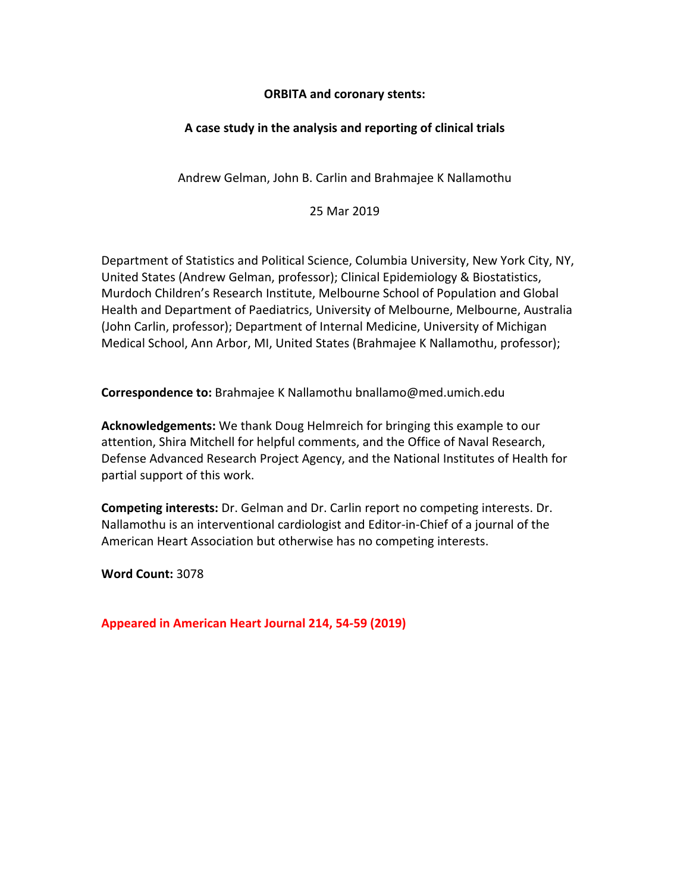**ORBITA and coronary stents:**

**A case study in the analysis and reporting of clinical trials**

Andrew Gelman, John B. Carlin and Brahmajee K Nallamothu

25 Mar 2019

Department of Statistics and Political Science, Columbia University, New York City, NY, United States (Andrew Gelman, professor); Clinical Epidemiology & Biostatistics, Murdoch Children's Research Institute, Melbourne School of Population and Global Health and Department of Paediatrics, University of Melbourne, Melbourne, Australia (John Carlin, professor); Department of Internal Medicine, University of Michigan Medical School, Ann Arbor, MI, United States (Brahmajee K Nallamothu, professor);

**Correspondence to:** Brahmajee K Nallamothu bnallamo@med.umich.edu

**Acknowledgements:** We thank Doug Helmreich for bringing this example to our attention, Shira Mitchell for helpful comments, and the Office of Naval Research, Defense Advanced Research Project Agency, and the National Institutes of Health for partial support of this work.

**Competing interests:** Dr. Gelman and Dr. Carlin report no competing interests. Dr. Nallamothu is an interventional cardiologist and Editor-in-Chief of a journal of the American Heart Association but otherwise has no competing interests.

**Word Count:** 3078

**Appeared in American Heart Journal 214, 54-59 (2019)**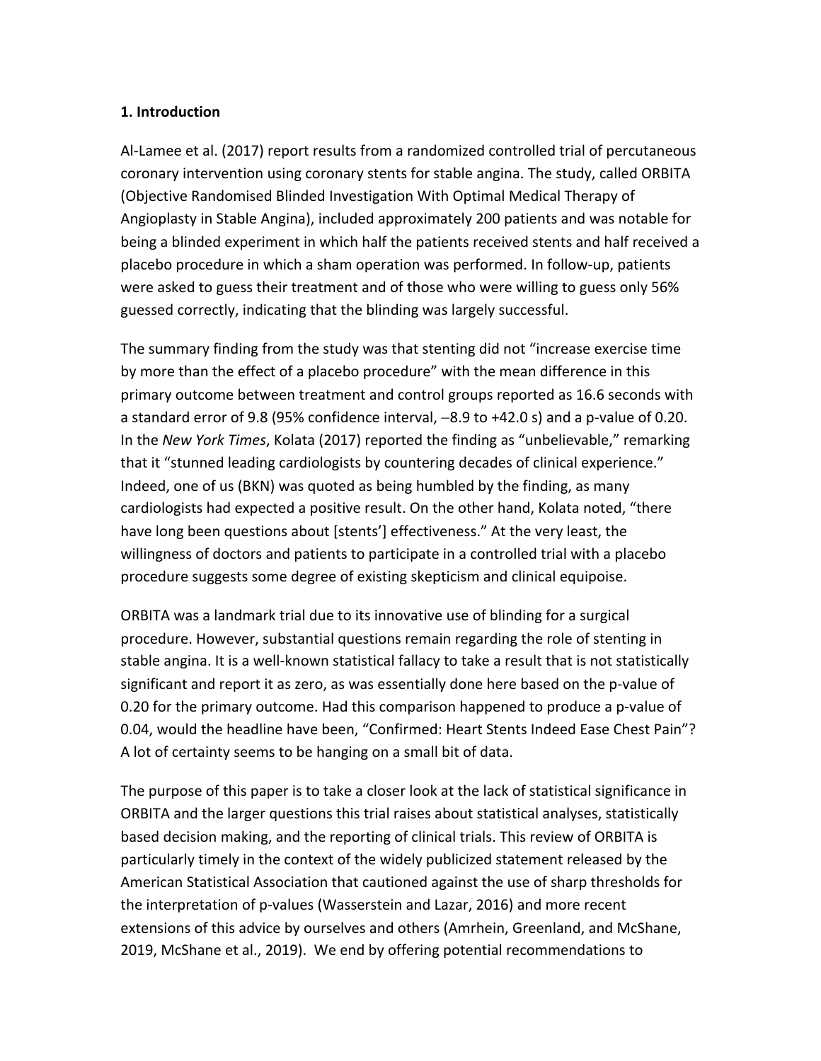## 1. Introduction

Al-Lamee et al. (2017) report results from a randomized controlled trial of percutaneous coronary intervention using coronary stents for stable angina. The study, called ORBITA (Objective Randomised Blinded Investigation With Optimal Medical Therapy of Angioplasty in Stable Angina), included approximately 200 patients and was notable for being a blinded experiment in which half the patients received stents and half received a placebo procedure in which a sham operation was performed. In follow-up, patients were asked to guess their treatment and of those who were willing to guess only 56% guessed correctly, indicating that the blinding was largely successful.

The summary finding from the study was that stenting did not "increase exercise time by more than the effect of a placebo procedure" with the mean difference in this primary outcome between treatment and control groups reported as 16.6 seconds with a standard error of 9.8 (95% confidence interval, −8.9 to +42.0 s) and a p-value of 0.20. In the *New York Times*, Kolata (2017) reported the finding as "unbelievable," remarking that it "stunned leading cardiologists by countering decades of clinical experience." Indeed, one of us (BKN) was quoted as being humbled by the finding, as many cardiologists had expected a positive result. On the other hand, Kolata noted, "there have long been questions about [stents'] effectiveness." At the very least, the willingness of doctors and patients to participate in a controlled trial with a placebo procedure suggests some degree of existing skepticism and clinical equipoise.

ORBITA was a landmark trial due to its innovative use of blinding for a surgical procedure. However, substantial questions remain regarding the role of stenting in stable angina. It is a well-known statistical fallacy to take a result that is not statistically significant and report it as zero, as was essentially done here based on the p-value of 0.20 for the primary outcome. Had this comparison happened to produce a p-value of 0.04, would the headline have been, "Confirmed: Heart Stents Indeed Ease Chest Pain"? A lot of certainty seems to be hanging on a small bit of data.

The purpose of this paper is to take a closer look at the lack of statistical significance in ORBITA and the larger questions this trial raises about statistical analyses, statistically based decision making, and the reporting of clinical trials. This review of ORBITA is particularly timely in the context of the widely publicized statement released by the American Statistical Association that cautioned against the use of sharp thresholds for the interpretation of p-values (Wasserstein and Lazar, 2016) and more recent extensions of this advice by ourselves and others (Amrhein, Greenland, and McShane, 2019, McShane et al., 2019). We end by offering potential recommendations to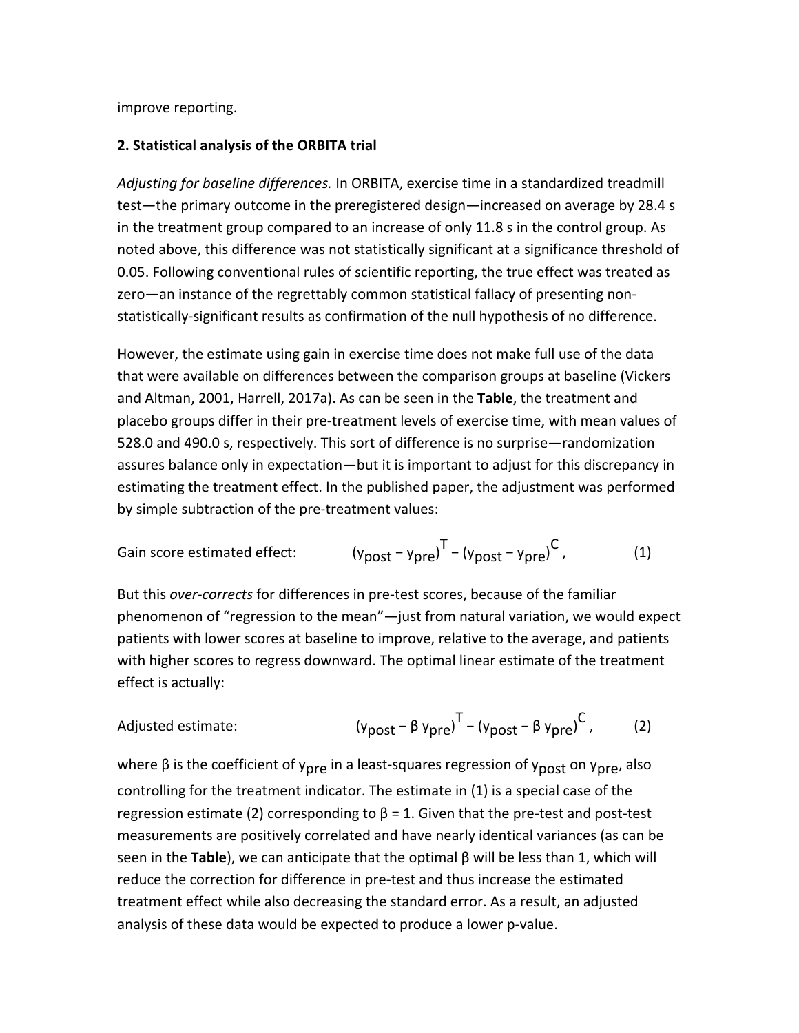improve reporting.

## 2. Statistical analysis of the ORBITA trial

*Adjusting for baseline differences.* In ORBITA, exercise time in a standardized treadmill test—the primary outcome in the preregistered design—increased on average by 28.4 s in the treatment group compared to an increase of only 11.8 s in the control group. As noted above, this difference was not statistically significant at a significance threshold of 0.05. Following conventional rules of scientific reporting, the true effect was treated as zero—an instance of the regrettably common statistical fallacy of presenting non-statistically-significant results as confirmation of the null hypothesis of no difference.

However, the estimate using gain in exercise time does not make full use of the data that were available on differences between the comparison groups at baseline (Vickers and Altman, 2001, Harrell, 2017a). As can be seen in the **Table**, the treatment and placebo groups differ in their pre-treatment levels of exercise time, with mean values of 528.0 and 490.0 s, respectively. This sort of difference is no surprise—randomization assures balance only in expectation—but it is important to adjust for this discrepancy in estimating the treatment effect. In the published paper, the adjustment was performed by simple subtraction of the pre-treatment values:

Gain score estimated effect:
$$(y_{post} - y_{pre})^T - (y_{post} - y_{pre})^C, \qquad (1)$$

But this *over-corrects* for differences in pre-test scores, because of the familiar phenomenon of "regression to the mean"—just from natural variation, we would expect patients with lower scores at baseline to improve, relative to the average, and patients with higher scores to regress downward. The optimal linear estimate of the treatment effect is actually:

Adjusted estimate:
$$(y_{post} - \beta\, y_{pre})^T - (y_{post} - \beta\, y_{pre})^C, \qquad (2)$$

where $\beta$ is the coefficient of $y_{pre}$ in a least-squares regression of $y_{post}$ on $y_{pre}$, also controlling for the treatment indicator. The estimate in (1) is a special case of the regression estimate (2) corresponding to $\beta = 1$. Given that the pre-test and post-test measurements are positively correlated and have nearly identical variances (as can be seen in the **Table**), we can anticipate that the optimal $\beta$ will be less than 1, which will reduce the correction for difference in pre-test and thus increase the estimated treatment effect while also decreasing the standard error. As a result, an adjusted analysis of these data would be expected to produce a lower p-value.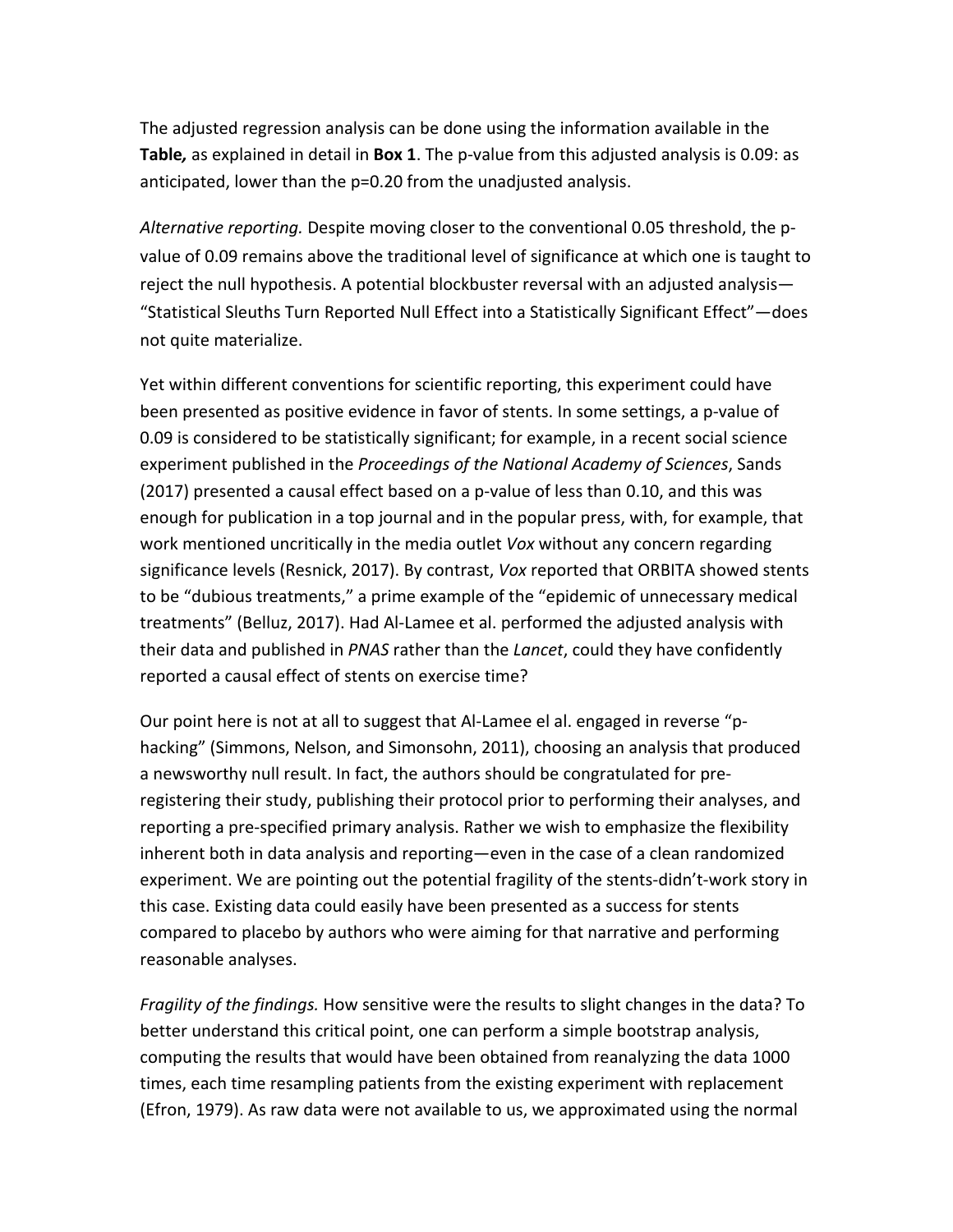The adjusted regression analysis can be done using the information available in the **Table,** as explained in detail in **Box 1**. The p-value from this adjusted analysis is 0.09: as anticipated, lower than the p=0.20 from the unadjusted analysis.

*Alternative reporting.* Despite moving closer to the conventional 0.05 threshold, the p-value of 0.09 remains above the traditional level of significance at which one is taught to reject the null hypothesis. A potential blockbuster reversal with an adjusted analysis—"Statistical Sleuths Turn Reported Null Effect into a Statistically Significant Effect"—does not quite materialize.

Yet within different conventions for scientific reporting, this experiment could have been presented as positive evidence in favor of stents. In some settings, a p-value of 0.09 is considered to be statistically significant; for example, in a recent social science experiment published in the *Proceedings of the National Academy of Sciences*, Sands (2017) presented a causal effect based on a p-value of less than 0.10, and this was enough for publication in a top journal and in the popular press, with, for example, that work mentioned uncritically in the media outlet *Vox* without any concern regarding significance levels (Resnick, 2017). By contrast, *Vox* reported that ORBITA showed stents to be "dubious treatments," a prime example of the "epidemic of unnecessary medical treatments" (Belluz, 2017). Had Al-Lamee et al. performed the adjusted analysis with their data and published in *PNAS* rather than the *Lancet*, could they have confidently reported a causal effect of stents on exercise time?

Our point here is not at all to suggest that Al-Lamee el al. engaged in reverse "p-hacking" (Simmons, Nelson, and Simonsohn, 2011), choosing an analysis that produced a newsworthy null result. In fact, the authors should be congratulated for pre-registering their study, publishing their protocol prior to performing their analyses, and reporting a pre-specified primary analysis. Rather we wish to emphasize the flexibility inherent both in data analysis and reporting—even in the case of a clean randomized experiment. We are pointing out the potential fragility of the stents-didn't-work story in this case. Existing data could easily have been presented as a success for stents compared to placebo by authors who were aiming for that narrative and performing reasonable analyses.

*Fragility of the findings.* How sensitive were the results to slight changes in the data? To better understand this critical point, one can perform a simple bootstrap analysis, computing the results that would have been obtained from reanalyzing the data 1000 times, each time resampling patients from the existing experiment with replacement (Efron, 1979). As raw data were not available to us, we approximated using the normal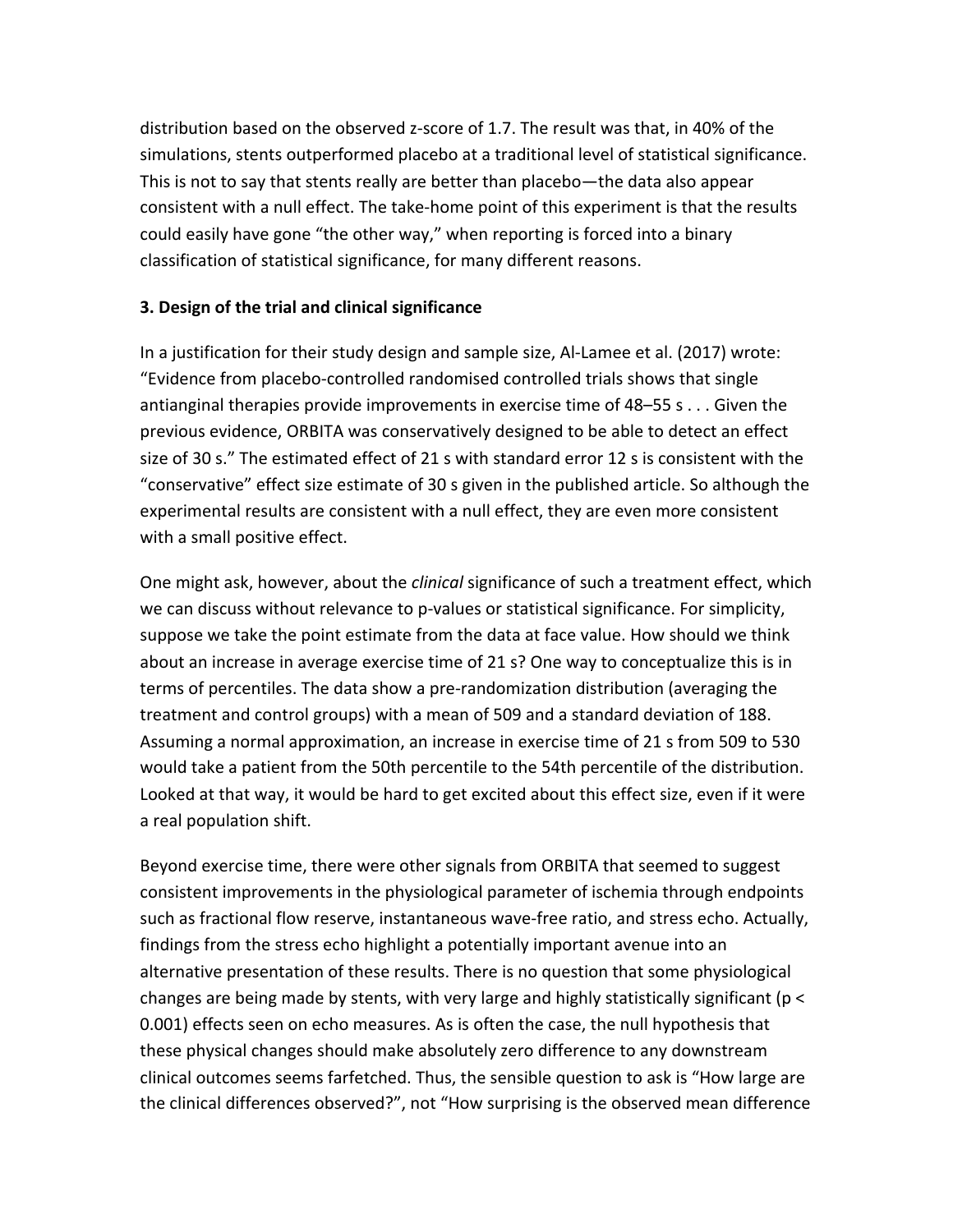distribution based on the observed z-score of 1.7. The result was that, in 40% of the simulations, stents outperformed placebo at a traditional level of statistical significance. This is not to say that stents really are better than placebo—the data also appear consistent with a null effect. The take-home point of this experiment is that the results could easily have gone "the other way," when reporting is forced into a binary classification of statistical significance, for many different reasons.

### 3. Design of the trial and clinical significance

In a justification for their study design and sample size, Al-Lamee et al. (2017) wrote: "Evidence from placebo-controlled randomised controlled trials shows that single antianginal therapies provide improvements in exercise time of 48–55 s . . . Given the previous evidence, ORBITA was conservatively designed to be able to detect an effect size of 30 s." The estimated effect of 21 s with standard error 12 s is consistent with the "conservative" effect size estimate of 30 s given in the published article. So although the experimental results are consistent with a null effect, they are even more consistent with a small positive effect.

One might ask, however, about the *clinical* significance of such a treatment effect, which we can discuss without relevance to p-values or statistical significance. For simplicity, suppose we take the point estimate from the data at face value. How should we think about an increase in average exercise time of 21 s? One way to conceptualize this is in terms of percentiles. The data show a pre-randomization distribution (averaging the treatment and control groups) with a mean of 509 and a standard deviation of 188. Assuming a normal approximation, an increase in exercise time of 21 s from 509 to 530 would take a patient from the 50th percentile to the 54th percentile of the distribution. Looked at that way, it would be hard to get excited about this effect size, even if it were a real population shift.

Beyond exercise time, there were other signals from ORBITA that seemed to suggest consistent improvements in the physiological parameter of ischemia through endpoints such as fractional flow reserve, instantaneous wave-free ratio, and stress echo. Actually, findings from the stress echo highlight a potentially important avenue into an alternative presentation of these results. There is no question that some physiological changes are being made by stents, with very large and highly statistically significant ($p < 0.001$) effects seen on echo measures. As is often the case, the null hypothesis that these physical changes should make absolutely zero difference to any downstream clinical outcomes seems farfetched. Thus, the sensible question to ask is "How large are the clinical differences observed?", not "How surprising is the observed mean difference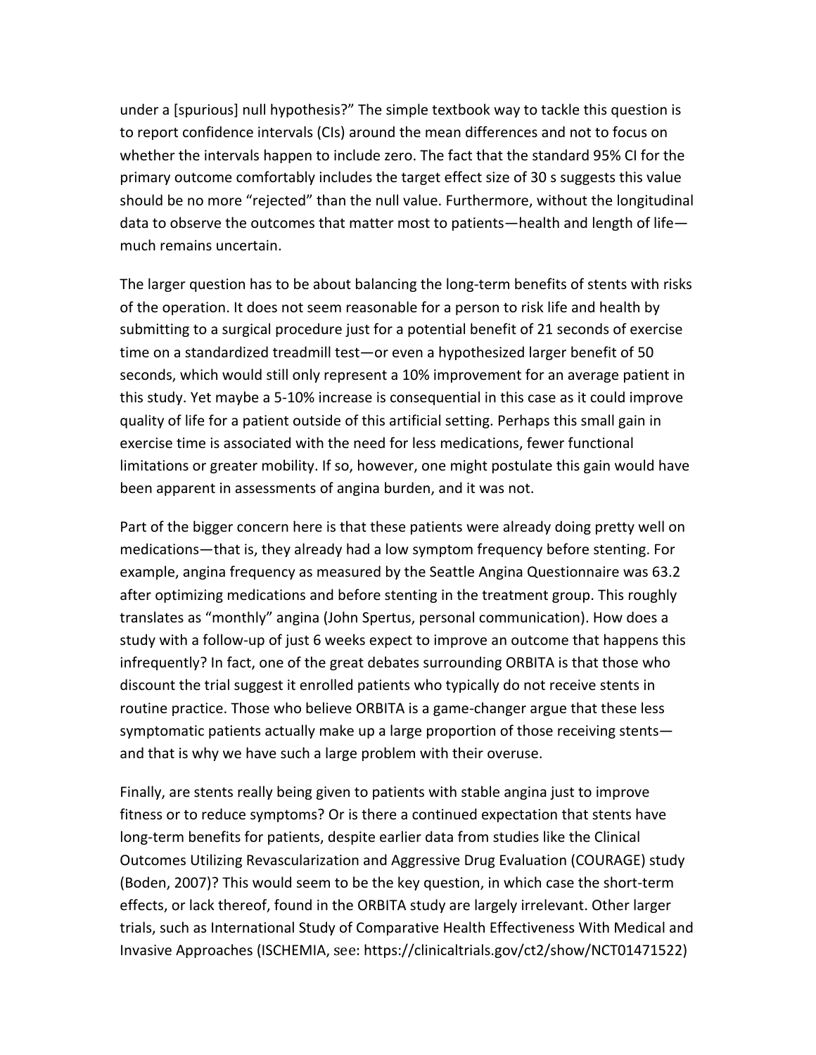under a [spurious] null hypothesis?" The simple textbook way to tackle this question is to report confidence intervals (CIs) around the mean differences and not to focus on whether the intervals happen to include zero. The fact that the standard 95% CI for the primary outcome comfortably includes the target effect size of 30 s suggests this value should be no more "rejected" than the null value. Furthermore, without the longitudinal data to observe the outcomes that matter most to patients—health and length of life—much remains uncertain.

The larger question has to be about balancing the long-term benefits of stents with risks of the operation. It does not seem reasonable for a person to risk life and health by submitting to a surgical procedure just for a potential benefit of 21 seconds of exercise time on a standardized treadmill test—or even a hypothesized larger benefit of 50 seconds, which would still only represent a 10% improvement for an average patient in this study. Yet maybe a 5-10% increase is consequential in this case as it could improve quality of life for a patient outside of this artificial setting. Perhaps this small gain in exercise time is associated with the need for less medications, fewer functional limitations or greater mobility. If so, however, one might postulate this gain would have been apparent in assessments of angina burden, and it was not.

Part of the bigger concern here is that these patients were already doing pretty well on medications—that is, they already had a low symptom frequency before stenting. For example, angina frequency as measured by the Seattle Angina Questionnaire was 63.2 after optimizing medications and before stenting in the treatment group. This roughly translates as "monthly" angina (John Spertus, personal communication). How does a study with a follow-up of just 6 weeks expect to improve an outcome that happens this infrequently? In fact, one of the great debates surrounding ORBITA is that those who discount the trial suggest it enrolled patients who typically do not receive stents in routine practice. Those who believe ORBITA is a game-changer argue that these less symptomatic patients actually make up a large proportion of those receiving stents—and that is why we have such a large problem with their overuse.

Finally, are stents really being given to patients with stable angina just to improve fitness or to reduce symptoms? Or is there a continued expectation that stents have long-term benefits for patients, despite earlier data from studies like the Clinical Outcomes Utilizing Revascularization and Aggressive Drug Evaluation (COURAGE) study (Boden, 2007)? This would seem to be the key question, in which case the short-term effects, or lack thereof, found in the ORBITA study are largely irrelevant. Other larger trials, such as International Study of Comparative Health Effectiveness With Medical and Invasive Approaches (ISCHEMIA, see: https://clinicaltrials.gov/ct2/show/NCT01471522)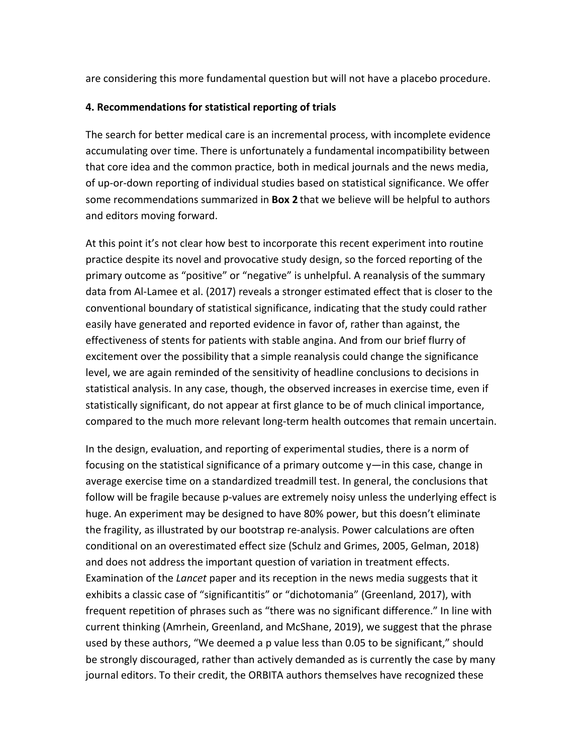are considering this more fundamental question but will not have a placebo procedure.

## 4. Recommendations for statistical reporting of trials

The search for better medical care is an incremental process, with incomplete evidence accumulating over time. There is unfortunately a fundamental incompatibility between that core idea and the common practice, both in medical journals and the news media, of up-or-down reporting of individual studies based on statistical significance. We offer some recommendations summarized in **Box 2** that we believe will be helpful to authors and editors moving forward.

At this point it's not clear how best to incorporate this recent experiment into routine practice despite its novel and provocative study design, so the forced reporting of the primary outcome as "positive" or "negative" is unhelpful. A reanalysis of the summary data from Al-Lamee et al. (2017) reveals a stronger estimated effect that is closer to the conventional boundary of statistical significance, indicating that the study could rather easily have generated and reported evidence in favor of, rather than against, the effectiveness of stents for patients with stable angina. And from our brief flurry of excitement over the possibility that a simple reanalysis could change the significance level, we are again reminded of the sensitivity of headline conclusions to decisions in statistical analysis. In any case, though, the observed increases in exercise time, even if statistically significant, do not appear at first glance to be of much clinical importance, compared to the much more relevant long-term health outcomes that remain uncertain.

In the design, evaluation, and reporting of experimental studies, there is a norm of focusing on the statistical significance of a primary outcome $y$—in this case, change in average exercise time on a standardized treadmill test. In general, the conclusions that follow will be fragile because p-values are extremely noisy unless the underlying effect is huge. An experiment may be designed to have 80% power, but this doesn't eliminate the fragility, as illustrated by our bootstrap re-analysis. Power calculations are often conditional on an overestimated effect size (Schulz and Grimes, 2005, Gelman, 2018) and does not address the important question of variation in treatment effects. Examination of the *Lancet* paper and its reception in the news media suggests that it exhibits a classic case of "significantitis" or "dichotomania" (Greenland, 2017), with frequent repetition of phrases such as "there was no significant difference." In line with current thinking (Amrhein, Greenland, and McShane, 2019), we suggest that the phrase used by these authors, "We deemed a p value less than 0.05 to be significant," should be strongly discouraged, rather than actively demanded as is currently the case by many journal editors. To their credit, the ORBITA authors themselves have recognized these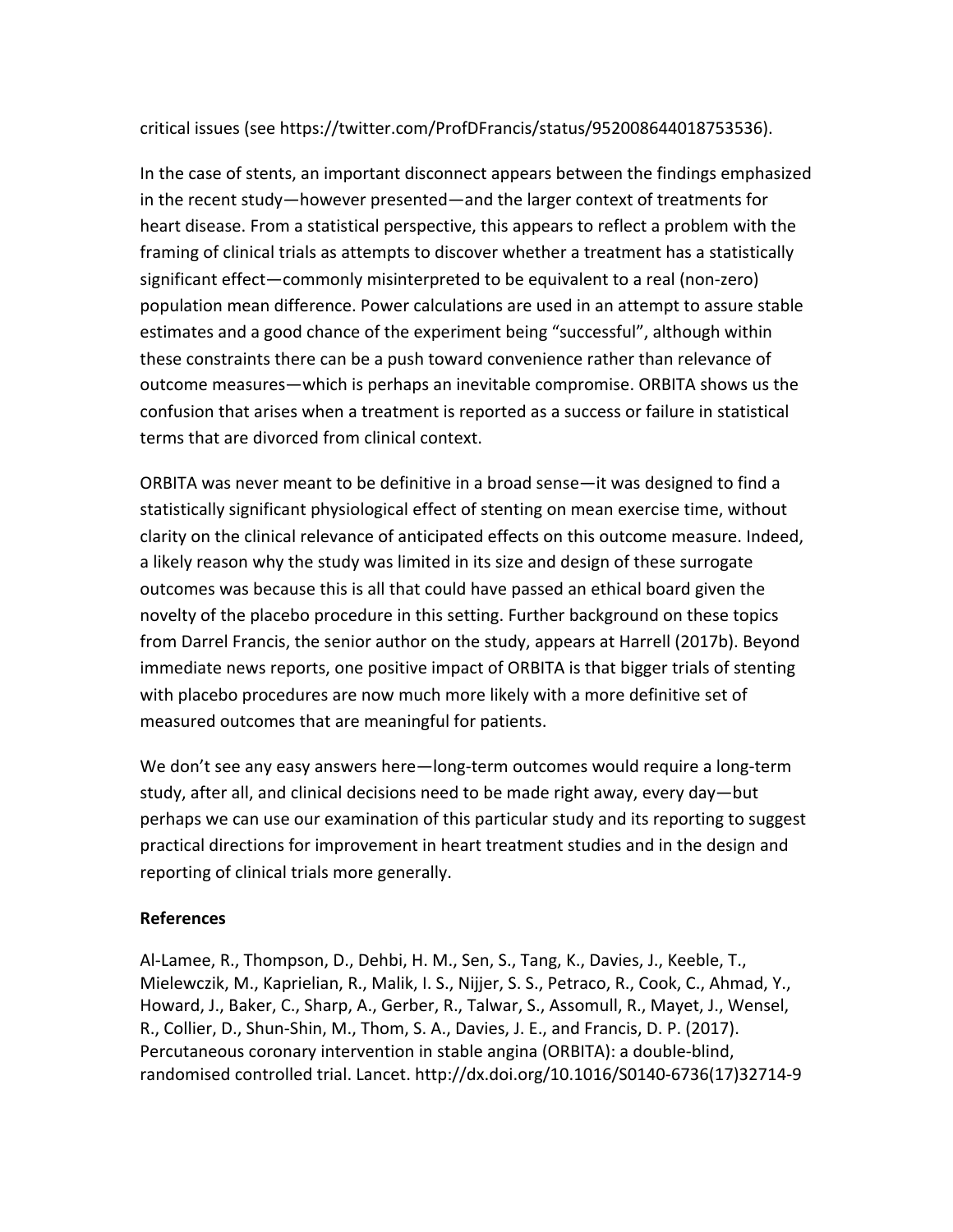critical issues (see https://twitter.com/ProfDFrancis/status/952008644018753536).

In the case of stents, an important disconnect appears between the findings emphasized in the recent study—however presented—and the larger context of treatments for heart disease. From a statistical perspective, this appears to reflect a problem with the framing of clinical trials as attempts to discover whether a treatment has a statistically significant effect—commonly misinterpreted to be equivalent to a real (non-zero) population mean difference. Power calculations are used in an attempt to assure stable estimates and a good chance of the experiment being "successful", although within these constraints there can be a push toward convenience rather than relevance of outcome measures—which is perhaps an inevitable compromise. ORBITA shows us the confusion that arises when a treatment is reported as a success or failure in statistical terms that are divorced from clinical context.

ORBITA was never meant to be definitive in a broad sense—it was designed to find a statistically significant physiological effect of stenting on mean exercise time, without clarity on the clinical relevance of anticipated effects on this outcome measure. Indeed, a likely reason why the study was limited in its size and design of these surrogate outcomes was because this is all that could have passed an ethical board given the novelty of the placebo procedure in this setting. Further background on these topics from Darrel Francis, the senior author on the study, appears at Harrell (2017b). Beyond immediate news reports, one positive impact of ORBITA is that bigger trials of stenting with placebo procedures are now much more likely with a more definitive set of measured outcomes that are meaningful for patients.

We don't see any easy answers here—long-term outcomes would require a long-term study, after all, and clinical decisions need to be made right away, every day—but perhaps we can use our examination of this particular study and its reporting to suggest practical directions for improvement in heart treatment studies and in the design and reporting of clinical trials more generally.

**References**

Al-Lamee, R., Thompson, D., Dehbi, H. M., Sen, S., Tang, K., Davies, J., Keeble, T., Mielewczik, M., Kaprielian, R., Malik, I. S., Nijjer, S. S., Petraco, R., Cook, C., Ahmad, Y., Howard, J., Baker, C., Sharp, A., Gerber, R., Talwar, S., Assomull, R., Mayet, J., Wensel, R., Collier, D., Shun-Shin, M., Thom, S. A., Davies, J. E., and Francis, D. P. (2017). Percutaneous coronary intervention in stable angina (ORBITA): a double-blind, randomised controlled trial. Lancet. http://dx.doi.org/10.1016/S0140-6736(17)32714-9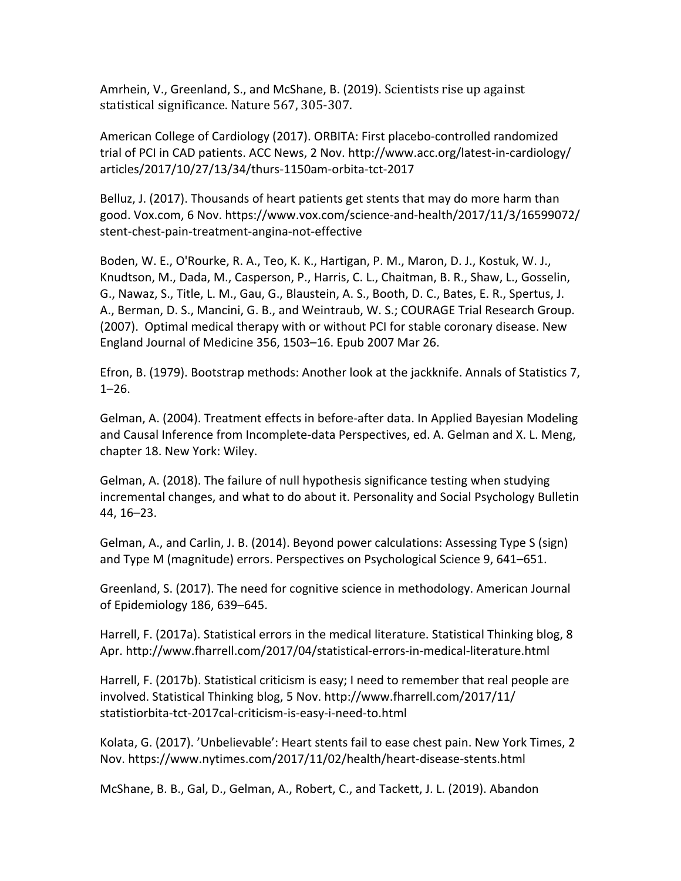Amrhein, V., Greenland, S., and McShane, B. (2019). Scientists rise up against statistical significance. Nature 567, 305-307.

American College of Cardiology (2017). ORBITA: First placebo-controlled randomized trial of PCI in CAD patients. ACC News, 2 Nov. http://www.acc.org/latest-in-cardiology/articles/2017/10/27/13/34/thurs-1150am-orbita-tct-2017

Belluz, J. (2017). Thousands of heart patients get stents that may do more harm than good. Vox.com, 6 Nov. https://www.vox.com/science-and-health/2017/11/3/16599072/stent-chest-pain-treatment-angina-not-effective

Boden, W. E., O'Rourke, R. A., Teo, K. K., Hartigan, P. M., Maron, D. J., Kostuk, W. J., Knudtson, M., Dada, M., Casperson, P., Harris, C. L., Chaitman, B. R., Shaw, L., Gosselin, G., Nawaz, S., Title, L. M., Gau, G., Blaustein, A. S., Booth, D. C., Bates, E. R., Spertus, J. A., Berman, D. S., Mancini, G. B., and Weintraub, W. S.; COURAGE Trial Research Group. (2007). Optimal medical therapy with or without PCI for stable coronary disease. New England Journal of Medicine 356, 1503–16. Epub 2007 Mar 26.

Efron, B. (1979). Bootstrap methods: Another look at the jackknife. Annals of Statistics 7, 1–26.

Gelman, A. (2004). Treatment effects in before-after data. In Applied Bayesian Modeling and Causal Inference from Incomplete-data Perspectives, ed. A. Gelman and X. L. Meng, chapter 18. New York: Wiley.

Gelman, A. (2018). The failure of null hypothesis significance testing when studying incremental changes, and what to do about it. Personality and Social Psychology Bulletin 44, 16–23.

Gelman, A., and Carlin, J. B. (2014). Beyond power calculations: Assessing Type S (sign) and Type M (magnitude) errors. Perspectives on Psychological Science 9, 641–651.

Greenland, S. (2017). The need for cognitive science in methodology. American Journal of Epidemiology 186, 639–645.

Harrell, F. (2017a). Statistical errors in the medical literature. Statistical Thinking blog, 8 Apr. http://www.fharrell.com/2017/04/statistical-errors-in-medical-literature.html

Harrell, F. (2017b). Statistical criticism is easy; I need to remember that real people are involved. Statistical Thinking blog, 5 Nov. http://www.fharrell.com/2017/11/statistiorbita-tct-2017cal-criticism-is-easy-i-need-to.html

Kolata, G. (2017). 'Unbelievable': Heart stents fail to ease chest pain. New York Times, 2 Nov. https://www.nytimes.com/2017/11/02/health/heart-disease-stents.html

McShane, B. B., Gal, D., Gelman, A., Robert, C., and Tackett, J. L. (2019). Abandon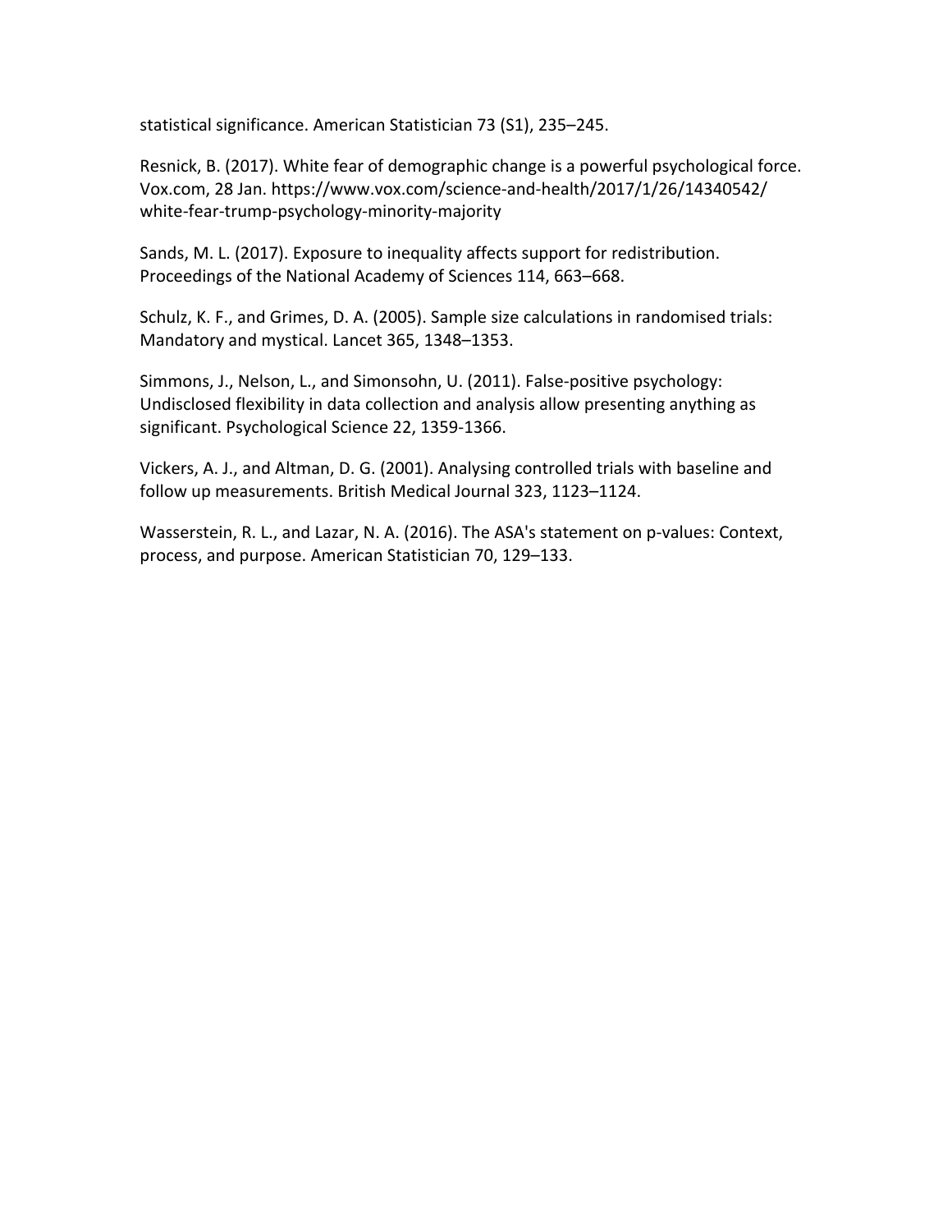statistical significance. American Statistician 73 (S1), 235–245.

Resnick, B. (2017). White fear of demographic change is a powerful psychological force. Vox.com, 28 Jan. https://www.vox.com/science-and-health/2017/1/26/14340542/white-fear-trump-psychology-minority-majority

Sands, M. L. (2017). Exposure to inequality affects support for redistribution. Proceedings of the National Academy of Sciences 114, 663–668.

Schulz, K. F., and Grimes, D. A. (2005). Sample size calculations in randomised trials: Mandatory and mystical. Lancet 365, 1348–1353.

Simmons, J., Nelson, L., and Simonsohn, U. (2011). False-positive psychology: Undisclosed flexibility in data collection and analysis allow presenting anything as significant. Psychological Science 22, 1359-1366.

Vickers, A. J., and Altman, D. G. (2001). Analysing controlled trials with baseline and follow up measurements. British Medical Journal 323, 1123–1124.

Wasserstein, R. L., and Lazar, N. A. (2016). The ASA's statement on p-values: Context, process, and purpose. American Statistician 70, 129–133.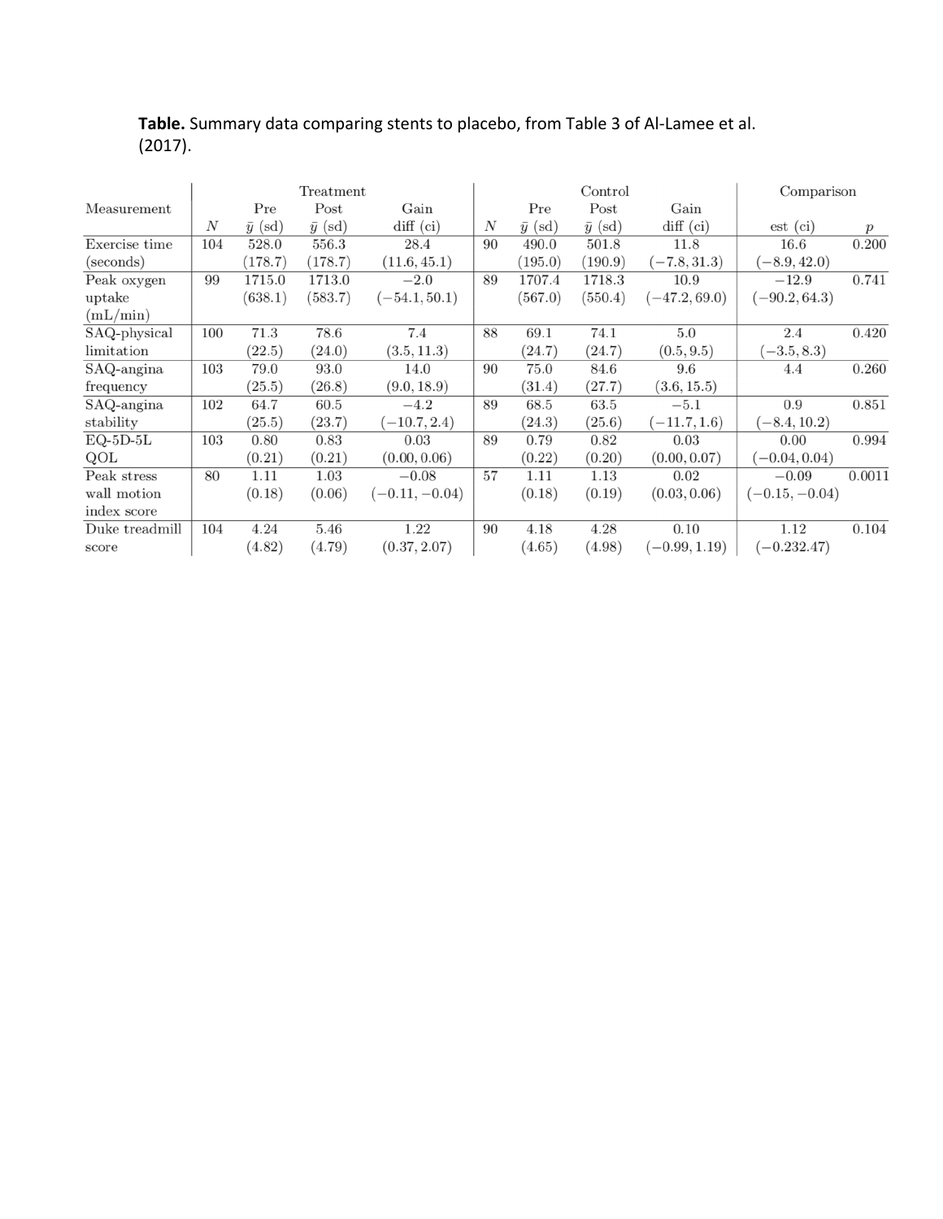**Table.** Summary data comparing stents to placebo, from Table 3 of Al-Lamee et al. (2017).

| Measurement | Treatment | | | | Control | | | | Comparison | |
|---|---|---|---|---|---|---|---|---|---|---|
| | $N$ | Pre $\bar{y}$ (sd) | Post $\bar{y}$ (sd) | Gain diff (ci) | $N$ | Pre $\bar{y}$ (sd) | Post $\bar{y}$ (sd) | Gain diff (ci) | est (ci) | $p$ |
| Exercise time (seconds) | 104 | 528.0 (178.7) | 556.3 (178.7) | 28.4 (11.6, 45.1) | 90 | 490.0 (195.0) | 501.8 (190.9) | 11.8 (−7.8, 31.3) | 16.6 (−8.9, 42.0) | 0.200 |
| Peak oxygen uptake (mL/min) | 99 | 1715.0 (638.1) | 1713.0 (583.7) | −2.0 (−54.1, 50.1) | 89 | 1707.4 (567.0) | 1718.3 (550.4) | 10.9 (−47.2, 69.0) | −12.9 (−90.2, 64.3) | 0.741 |
| SAQ-physical limitation | 100 | 71.3 (22.5) | 78.6 (24.0) | 7.4 (3.5, 11.3) | 88 | 69.1 (24.7) | 74.1 (24.7) | 5.0 (0.5, 9.5) | 2.4 (−3.5, 8.3) | 0.420 |
| SAQ-angina frequency | 103 | 79.0 (25.5) | 93.0 (26.8) | 14.0 (9.0, 18.9) | 90 | 75.0 (31.4) | 84.6 (27.7) | 9.6 (3.6, 15.5) | 4.4 | 0.260 |
| SAQ-angina stability | 102 | 64.7 (25.5) | 60.5 (23.7) | −4.2 (−10.7, 2.4) | 89 | 68.5 (24.3) | 63.5 (25.6) | −5.1 (−11.7, 1.6) | 0.9 (−8.4, 10.2) | 0.851 |
| EQ-5D-5L QOL | 103 | 0.80 (0.21) | 0.83 (0.21) | 0.03 (0.00, 0.06) | 89 | 0.79 (0.22) | 0.82 (0.20) | 0.03 (0.00, 0.07) | 0.00 (−0.04, 0.04) | 0.994 |
| Peak stress wall motion index score | 80 | 1.11 (0.18) | 1.03 (0.06) | −0.08 (−0.11, −0.04) | 57 | 1.11 (0.18) | 1.13 (0.19) | 0.02 (0.03, 0.06) | −0.09 (−0.15, −0.04) | 0.0011 |
| Duke treadmill score | 104 | 4.24 (4.82) | 5.46 (4.79) | 1.22 (0.37, 2.07) | 90 | 4.18 (4.65) | 4.28 (4.98) | 0.10 (−0.99, 1.19) | 1.12 (−0.232.47) | 0.104 |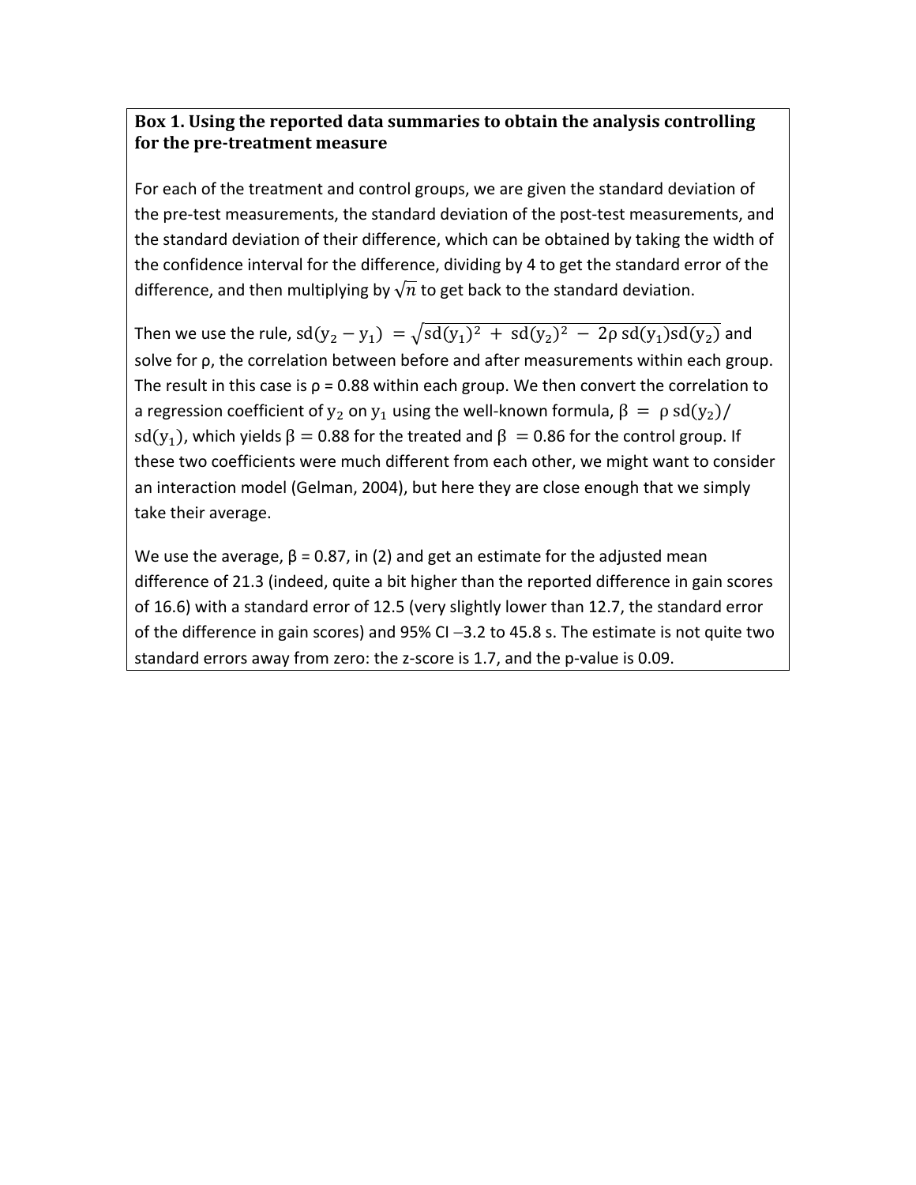**Box 1. Using the reported data summaries to obtain the analysis controlling for the pre-treatment measure**

For each of the treatment and control groups, we are given the standard deviation of the pre-test measurements, the standard deviation of the post-test measurements, and the standard deviation of their difference, which can be obtained by taking the width of the confidence interval for the difference, dividing by 4 to get the standard error of the difference, and then multiplying by $\sqrt{n}$ to get back to the standard deviation.

Then we use the rule, $\mathrm{sd}(y_2 - y_1) = \sqrt{\mathrm{sd}(y_1)^2 + \mathrm{sd}(y_2)^2 - 2\rho\, \mathrm{sd}(y_1)\mathrm{sd}(y_2)}$ and solve for ρ, the correlation between before and after measurements within each group. The result in this case is ρ = 0.88 within each group. We then convert the correlation to a regression coefficient of $y_2$ on $y_1$ using the well-known formula, $\beta = \rho\, \mathrm{sd}(y_2)/\mathrm{sd}(y_1)$, which yields $\beta = 0.88$ for the treated and $\beta = 0.86$ for the control group. If these two coefficients were much different from each other, we might want to consider an interaction model (Gelman, 2004), but here they are close enough that we simply take their average.

We use the average, β = 0.87, in (2) and get an estimate for the adjusted mean difference of 21.3 (indeed, quite a bit higher than the reported difference in gain scores of 16.6) with a standard error of 12.5 (very slightly lower than 12.7, the standard error of the difference in gain scores) and 95% CI −3.2 to 45.8 s. The estimate is not quite two standard errors away from zero: the z-score is 1.7, and the p-value is 0.09.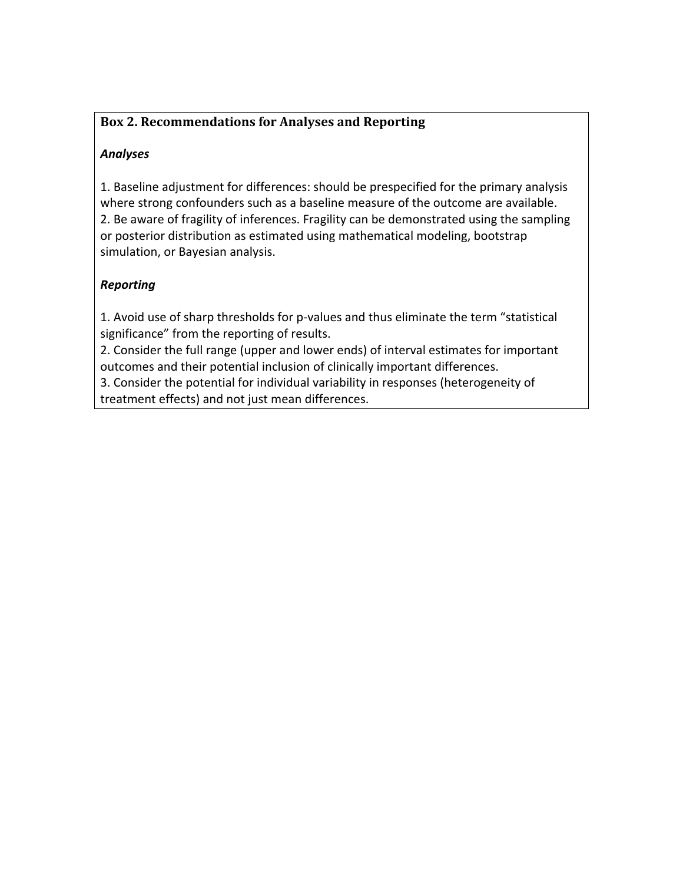**Box 2. Recommendations for Analyses and Reporting**

***Analyses***

1. Baseline adjustment for differences: should be prespecified for the primary analysis where strong confounders such as a baseline measure of the outcome are available.
2. Be aware of fragility of inferences. Fragility can be demonstrated using the sampling or posterior distribution as estimated using mathematical modeling, bootstrap simulation, or Bayesian analysis.

***Reporting***

1. Avoid use of sharp thresholds for p-values and thus eliminate the term "statistical significance" from the reporting of results.
2. Consider the full range (upper and lower ends) of interval estimates for important outcomes and their potential inclusion of clinically important differences.
3. Consider the potential for individual variability in responses (heterogeneity of treatment effects) and not just mean differences.